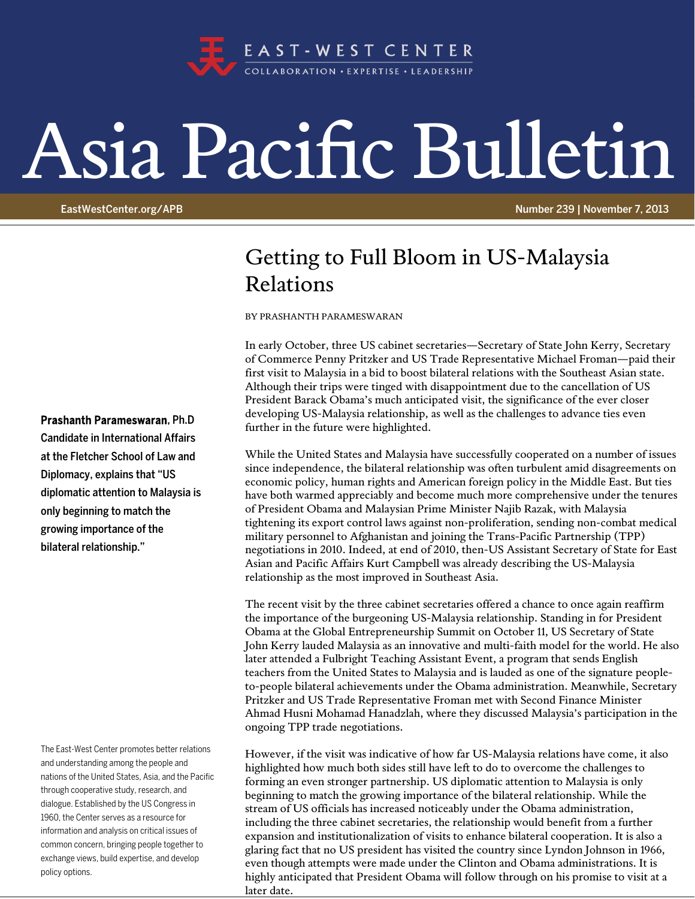# Asia Pacific Bulletin

EAST-WEST CENTER
COLLABORATION • EXPERTISE • LEADERSHIP

EastWestCenter.org/APB

Number 239 | November 7, 2013

## Getting to Full Bloom in US-Malaysia Relations

BY PRASHANTH PARAMESWARAN

**Prashanth Parameswaran**, Ph.D Candidate in International Affairs at the Fletcher School of Law and Diplomacy, explains that "US diplomatic attention to Malaysia is only beginning to match the growing importance of the bilateral relationship."

In early October, three US cabinet secretaries—Secretary of State John Kerry, Secretary of Commerce Penny Pritzker and US Trade Representative Michael Froman—paid their first visit to Malaysia in a bid to boost bilateral relations with the Southeast Asian state. Although their trips were tinged with disappointment due to the cancellation of US President Barack Obama's much anticipated visit, the significance of the ever closer developing US-Malaysia relationship, as well as the challenges to advance ties even further in the future were highlighted.

While the United States and Malaysia have successfully cooperated on a number of issues since independence, the bilateral relationship was often turbulent amid disagreements on economic policy, human rights and American foreign policy in the Middle East. But ties have both warmed appreciably and become much more comprehensive under the tenures of President Obama and Malaysian Prime Minister Najib Razak, with Malaysia tightening its export control laws against non-proliferation, sending non-combat medical military personnel to Afghanistan and joining the Trans-Pacific Partnership (TPP) negotiations in 2010. Indeed, at end of 2010, then-US Assistant Secretary of State for East Asian and Pacific Affairs Kurt Campbell was already describing the US-Malaysia relationship as the most improved in Southeast Asia.

The recent visit by the three cabinet secretaries offered a chance to once again reaffirm the importance of the burgeoning US-Malaysia relationship. Standing in for President Obama at the Global Entrepreneurship Summit on October 11, US Secretary of State John Kerry lauded Malaysia as an innovative and multi-faith model for the world. He also later attended a Fulbright Teaching Assistant Event, a program that sends English teachers from the United States to Malaysia and is lauded as one of the signature people-to-people bilateral achievements under the Obama administration. Meanwhile, Secretary Pritzker and US Trade Representative Froman met with Second Finance Minister Ahmad Husni Mohamad Hanadzlah, where they discussed Malaysia's participation in the ongoing TPP trade negotiations.

However, if the visit was indicative of how far US-Malaysia relations have come, it also highlighted how much both sides still have left to do to overcome the challenges to forming an even stronger partnership. US diplomatic attention to Malaysia is only beginning to match the growing importance of the bilateral relationship. While the stream of US officials has increased noticeably under the Obama administration, including the three cabinet secretaries, the relationship would benefit from a further expansion and institutionalization of visits to enhance bilateral cooperation. It is also a glaring fact that no US president has visited the country since Lyndon Johnson in 1966, even though attempts were made under the Clinton and Obama administrations. It is highly anticipated that President Obama will follow through on his promise to visit at a later date.

The East-West Center promotes better relations and understanding among the people and nations of the United States, Asia, and the Pacific through cooperative study, research, and dialogue. Established by the US Congress in 1960, the Center serves as a resource for information and analysis on critical issues of common concern, bringing people together to exchange views, build expertise, and develop policy options.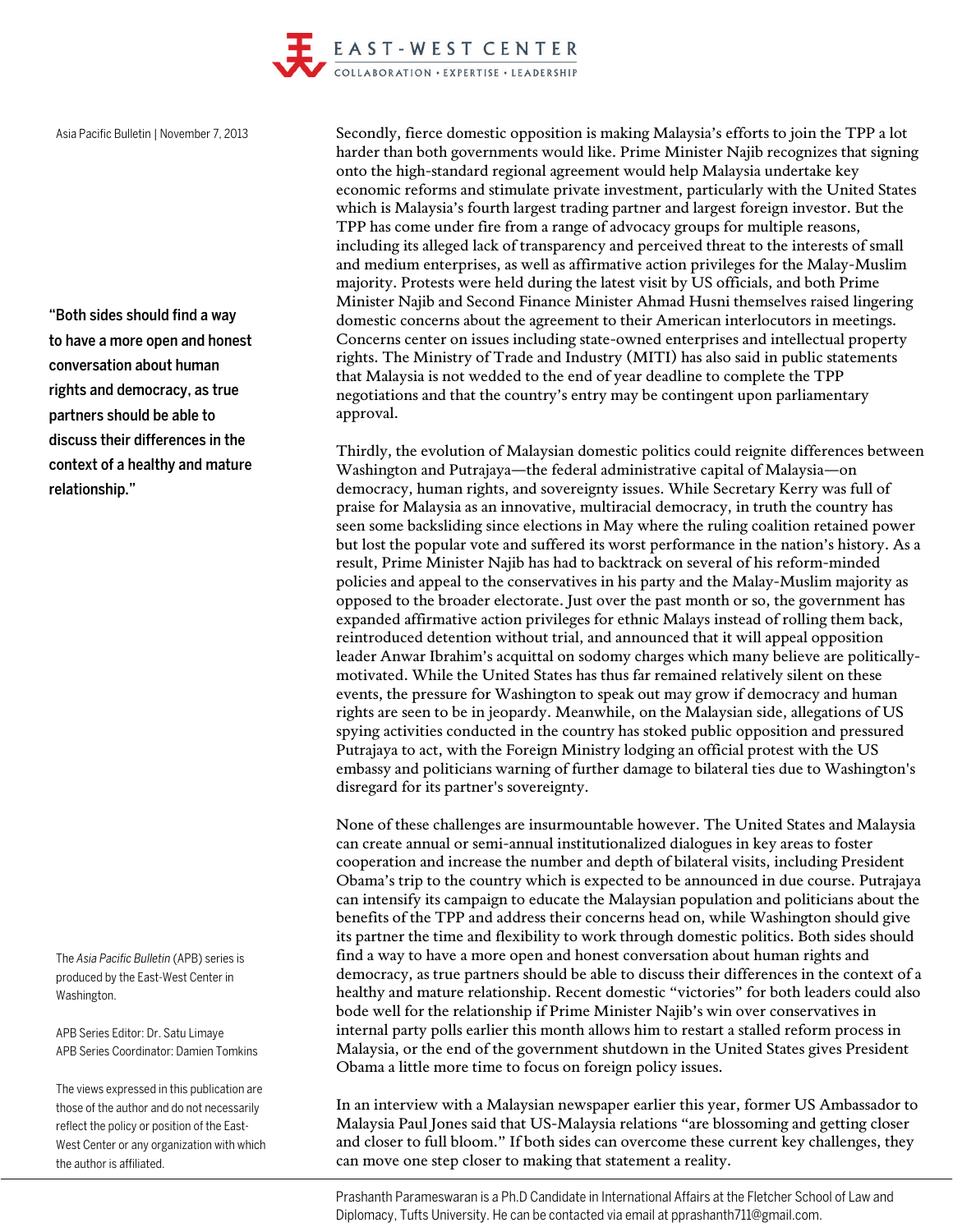Asia Pacific Bulletin | November 7, 2013

Secondly, fierce domestic opposition is making Malaysia's efforts to join the TPP a lot harder than both governments would like. Prime Minister Najib recognizes that signing onto the high-standard regional agreement would help Malaysia undertake key economic reforms and stimulate private investment, particularly with the United States which is Malaysia's fourth largest trading partner and largest foreign investor. But the TPP has come under fire from a range of advocacy groups for multiple reasons, including its alleged lack of transparency and perceived threat to the interests of small and medium enterprises, as well as affirmative action privileges for the Malay-Muslim majority. Protests were held during the latest visit by US officials, and both Prime Minister Najib and Second Finance Minister Ahmad Husni themselves raised lingering domestic concerns about the agreement to their American interlocutors in meetings. Concerns center on issues including state-owned enterprises and intellectual property rights. The Ministry of Trade and Industry (MITI) has also said in public statements that Malaysia is not wedded to the end of year deadline to complete the TPP negotiations and that the country's entry may be contingent upon parliamentary approval.

Thirdly, the evolution of Malaysian domestic politics could reignite differences between Washington and Putrajaya—the federal administrative capital of Malaysia—on democracy, human rights, and sovereignty issues. While Secretary Kerry was full of praise for Malaysia as an innovative, multiracial democracy, in truth the country has seen some backsliding since elections in May where the ruling coalition retained power but lost the popular vote and suffered its worst performance in the nation's history. As a result, Prime Minister Najib has had to backtrack on several of his reform-minded policies and appeal to the conservatives in his party and the Malay-Muslim majority as opposed to the broader electorate. Just over the past month or so, the government has expanded affirmative action privileges for ethnic Malays instead of rolling them back, reintroduced detention without trial, and announced that it will appeal opposition leader Anwar Ibrahim's acquittal on sodomy charges which many believe are politically-motivated. While the United States has thus far remained relatively silent on these events, the pressure for Washington to speak out may grow if democracy and human rights are seen to be in jeopardy. Meanwhile, on the Malaysian side, allegations of US spying activities conducted in the country has stoked public opposition and pressured Putrajaya to act, with the Foreign Ministry lodging an official protest with the US embassy and politicians warning of further damage to bilateral ties due to Washington's disregard for its partner's sovereignty.

"Both sides should find a way to have a more open and honest conversation about human rights and democracy, as true partners should be able to discuss their differences in the context of a healthy and mature relationship."

None of these challenges are insurmountable however. The United States and Malaysia can create annual or semi-annual institutionalized dialogues in key areas to foster cooperation and increase the number and depth of bilateral visits, including President Obama's trip to the country which is expected to be announced in due course. Putrajaya can intensify its campaign to educate the Malaysian population and politicians about the benefits of the TPP and address their concerns head on, while Washington should give its partner the time and flexibility to work through domestic politics. Both sides should find a way to have a more open and honest conversation about human rights and democracy, as true partners should be able to discuss their differences in the context of a healthy and mature relationship. Recent domestic "victories" for both leaders could also bode well for the relationship if Prime Minister Najib's win over conservatives in internal party polls earlier this month allows him to restart a stalled reform process in Malaysia, or the end of the government shutdown in the United States gives President Obama a little more time to focus on foreign policy issues.

In an interview with a Malaysian newspaper earlier this year, former US Ambassador to Malaysia Paul Jones said that US-Malaysia relations "are blossoming and getting closer and closer to full bloom." If both sides can overcome these current key challenges, they can move one step closer to making that statement a reality.

Prashanth Parameswaran is a Ph.D Candidate in International Affairs at the Fletcher School of Law and Diplomacy, Tufts University. He can be contacted via email at pprashanth711@gmail.com.

The *Asia Pacific Bulletin* (APB) series is produced by the East-West Center in Washington.

APB Series Editor: Dr. Satu Limaye
APB Series Coordinator: Damien Tomkins

The views expressed in this publication are those of the author and do not necessarily reflect the policy or position of the East-West Center or any organization with which the author is affiliated.